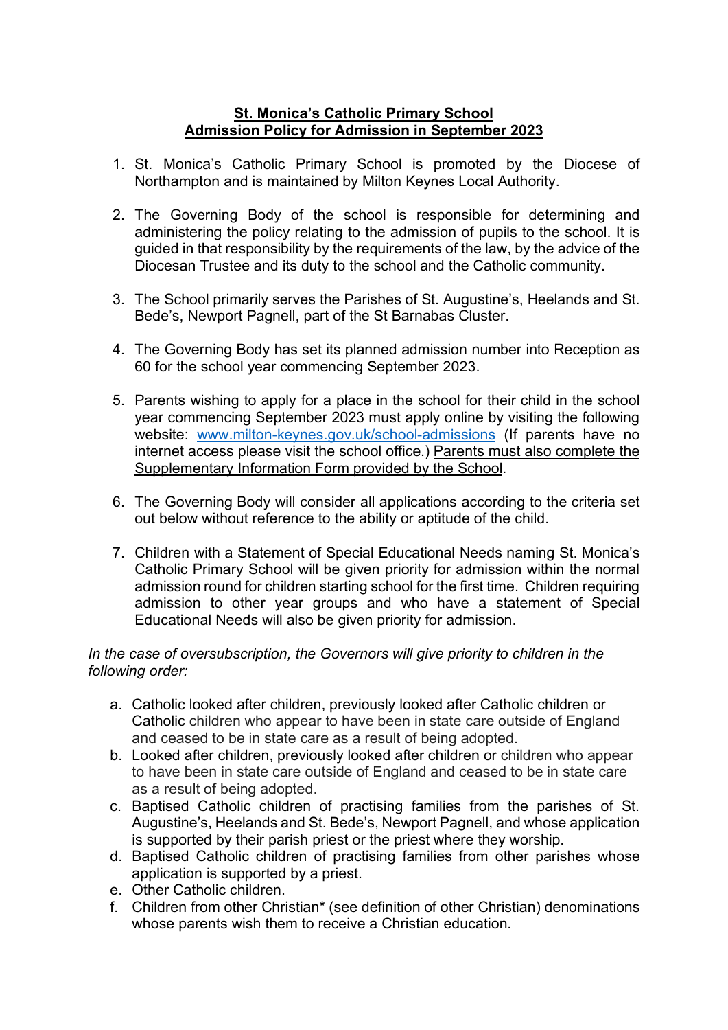**St. Monica's Catholic Primary School**
**Admission Policy for Admission in September 2023**

1. St. Monica's Catholic Primary School is promoted by the Diocese of Northampton and is maintained by Milton Keynes Local Authority.

2. The Governing Body of the school is responsible for determining and administering the policy relating to the admission of pupils to the school. It is guided in that responsibility by the requirements of the law, by the advice of the Diocesan Trustee and its duty to the school and the Catholic community.

3. The School primarily serves the Parishes of St. Augustine's, Heelands and St. Bede's, Newport Pagnell, part of the St Barnabas Cluster.

4. The Governing Body has set its planned admission number into Reception as 60 for the school year commencing September 2023.

5. Parents wishing to apply for a place in the school for their child in the school year commencing September 2023 must apply online by visiting the following website: [www.milton-keynes.gov.uk/school-admissions](http://www.milton-keynes.gov.uk/school-admissions) (If parents have no internet access please visit the school office.) <u>Parents must also complete the Supplementary Information Form provided by the School</u>.

6. The Governing Body will consider all applications according to the criteria set out below without reference to the ability or aptitude of the child.

7. Children with a Statement of Special Educational Needs naming St. Monica's Catholic Primary School will be given priority for admission within the normal admission round for children starting school for the first time. Children requiring admission to other year groups and who have a statement of Special Educational Needs will also be given priority for admission.

*In the case of oversubscription, the Governors will give priority to children in the following order:*

a. Catholic looked after children, previously looked after Catholic children or Catholic children who appear to have been in state care outside of England and ceased to be in state care as a result of being adopted.
b. Looked after children, previously looked after children or children who appear to have been in state care outside of England and ceased to be in state care as a result of being adopted.
c. Baptised Catholic children of practising families from the parishes of St. Augustine's, Heelands and St. Bede's, Newport Pagnell, and whose application is supported by their parish priest or the priest where they worship.
d. Baptised Catholic children of practising families from other parishes whose application is supported by a priest.
e. Other Catholic children.
f. Children from other Christian* (see definition of other Christian) denominations whose parents wish them to receive a Christian education.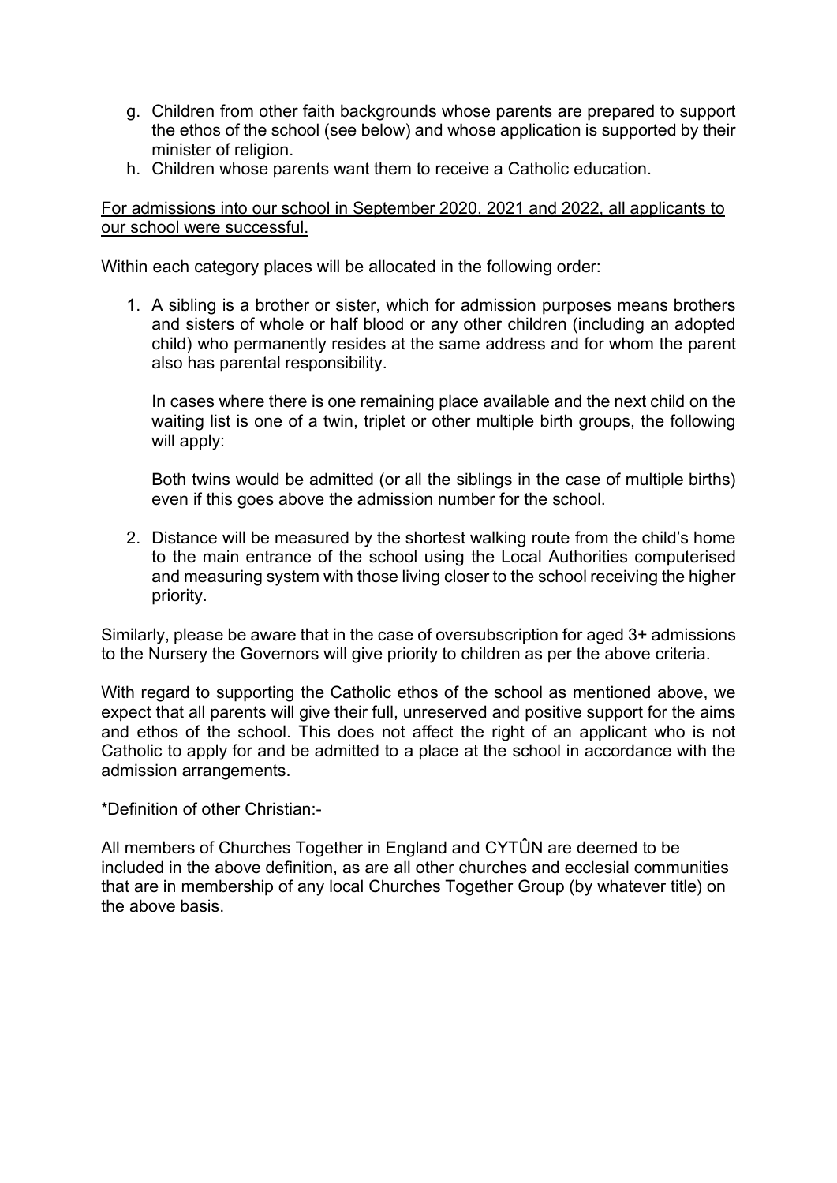g. Children from other faith backgrounds whose parents are prepared to support the ethos of the school (see below) and whose application is supported by their minister of religion.
h. Children whose parents want them to receive a Catholic education.

<u>For admissions into our school in September 2020, 2021 and 2022, all applicants to our school were successful.</u>

Within each category places will be allocated in the following order:

1. A sibling is a brother or sister, which for admission purposes means brothers and sisters of whole or half blood or any other children (including an adopted child) who permanently resides at the same address and for whom the parent also has parental responsibility.

   In cases where there is one remaining place available and the next child on the waiting list is one of a twin, triplet or other multiple birth groups, the following will apply:

   Both twins would be admitted (or all the siblings in the case of multiple births) even if this goes above the admission number for the school.

2. Distance will be measured by the shortest walking route from the child's home to the main entrance of the school using the Local Authorities computerised and measuring system with those living closer to the school receiving the higher priority.

Similarly, please be aware that in the case of oversubscription for aged 3+ admissions to the Nursery the Governors will give priority to children as per the above criteria.

With regard to supporting the Catholic ethos of the school as mentioned above, we expect that all parents will give their full, unreserved and positive support for the aims and ethos of the school. This does not affect the right of an applicant who is not Catholic to apply for and be admitted to a place at the school in accordance with the admission arrangements.

*Definition of other Christian:-

All members of Churches Together in England and CYTÛN are deemed to be included in the above definition, as are all other churches and ecclesial communities that are in membership of any local Churches Together Group (by whatever title) on the above basis.